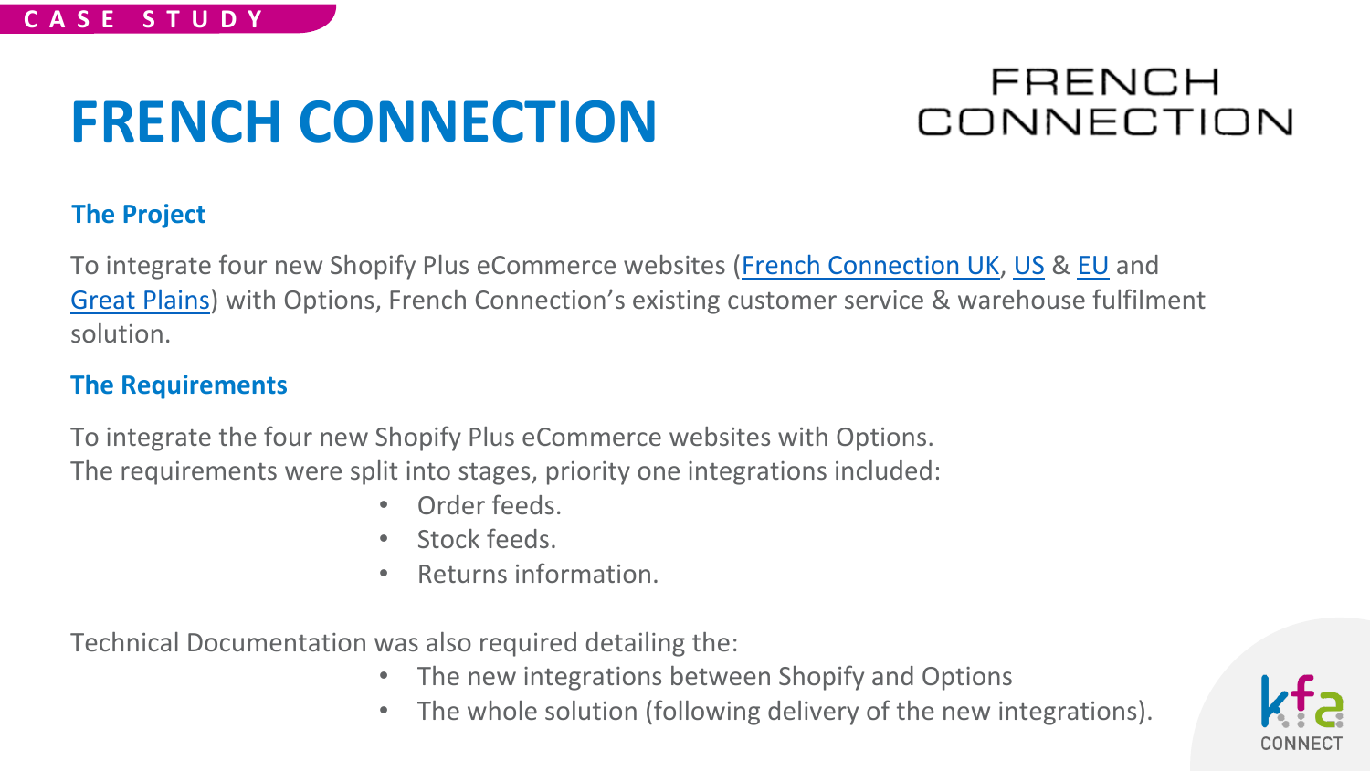CASE STUDY

# FRENCH CONNECTION

## The Project

To integrate four new Shopify Plus eCommerce websites (French Connection UK, US & EU and Great Plains) with Options, French Connection's existing customer service & warehouse fulfilment solution.

## The Requirements

To integrate the four new Shopify Plus eCommerce websites with Options.
The requirements were split into stages, priority one integrations included:

- Order feeds.
- Stock feeds.
- Returns information.

Technical Documentation was also required detailing the:

- The new integrations between Shopify and Options
- The whole solution (following delivery of the new integrations).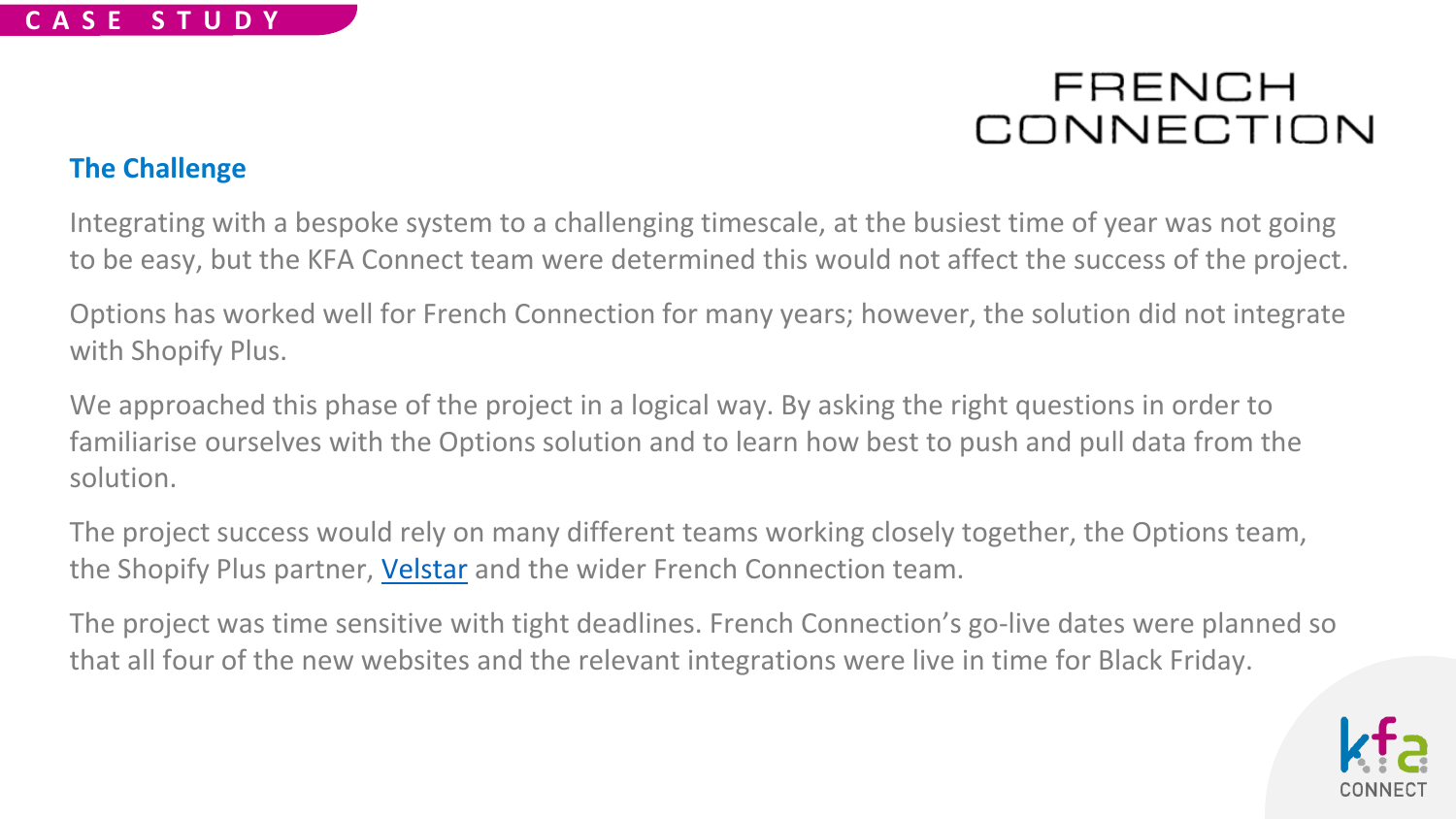CASE STUDY

FRENCH CONNECTION

## The Challenge

Integrating with a bespoke system to a challenging timescale, at the busiest time of year was not going to be easy, but the KFA Connect team were determined this would not affect the success of the project.

Options has worked well for French Connection for many years; however, the solution did not integrate with Shopify Plus.

We approached this phase of the project in a logical way. By asking the right questions in order to familiarise ourselves with the Options solution and to learn how best to push and pull data from the solution.

The project success would rely on many different teams working closely together, the Options team, the Shopify Plus partner, [Velstar] and the wider French Connection team.

The project was time sensitive with tight deadlines. French Connection's go-live dates were planned so that all four of the new websites and the relevant integrations were live in time for Black Friday.

KFA CONNECT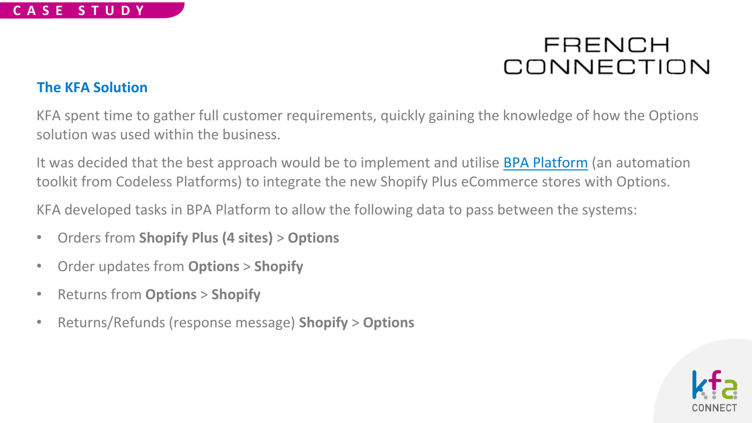CASE STUDY

FRENCH CONNECTION

## The KFA Solution

KFA spent time to gather full customer requirements, quickly gaining the knowledge of how the Options solution was used within the business.

It was decided that the best approach would be to implement and utilise BPA Platform (an automation toolkit from Codeless Platforms) to integrate the new Shopify Plus eCommerce stores with Options.

KFA developed tasks in BPA Platform to allow the following data to pass between the systems:

- Orders from **Shopify Plus (4 sites)** > **Options**
- Order updates from **Options** > **Shopify**
- Returns from **Options** > **Shopify**
- Returns/Refunds (response message) **Shopify** > **Options**

KFA CONNECT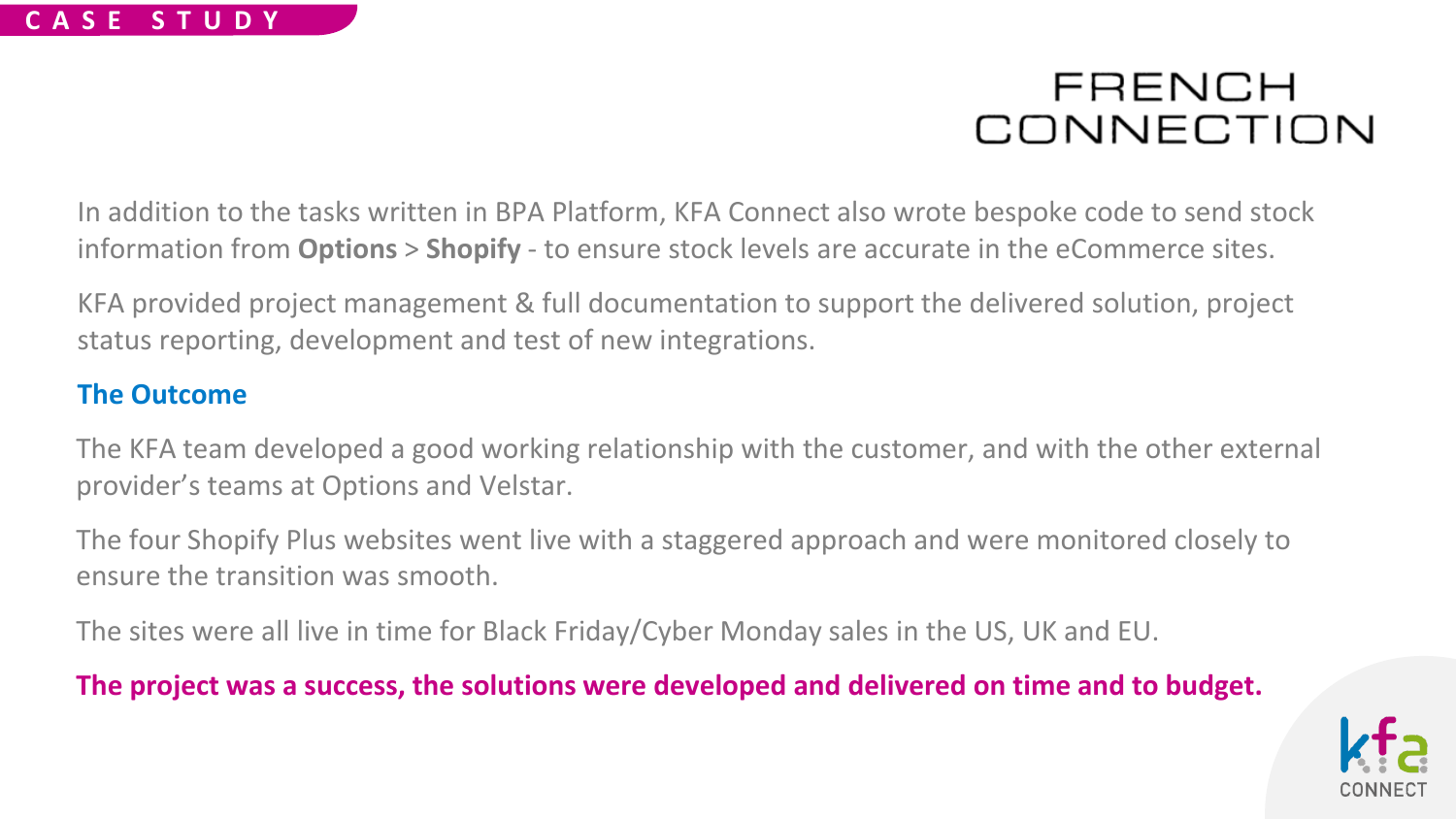CASE STUDY

FRENCH CONNECTION

In addition to the tasks written in BPA Platform, KFA Connect also wrote bespoke code to send stock information from **Options** > **Shopify** - to ensure stock levels are accurate in the eCommerce sites.

KFA provided project management & full documentation to support the delivered solution, project status reporting, development and test of new integrations.

## The Outcome

The KFA team developed a good working relationship with the customer, and with the other external provider's teams at Options and Velstar.

The four Shopify Plus websites went live with a staggered approach and were monitored closely to ensure the transition was smooth.

The sites were all live in time for Black Friday/Cyber Monday sales in the US, UK and EU.

**The project was a success, the solutions were developed and delivered on time and to budget.**

kfa CONNECT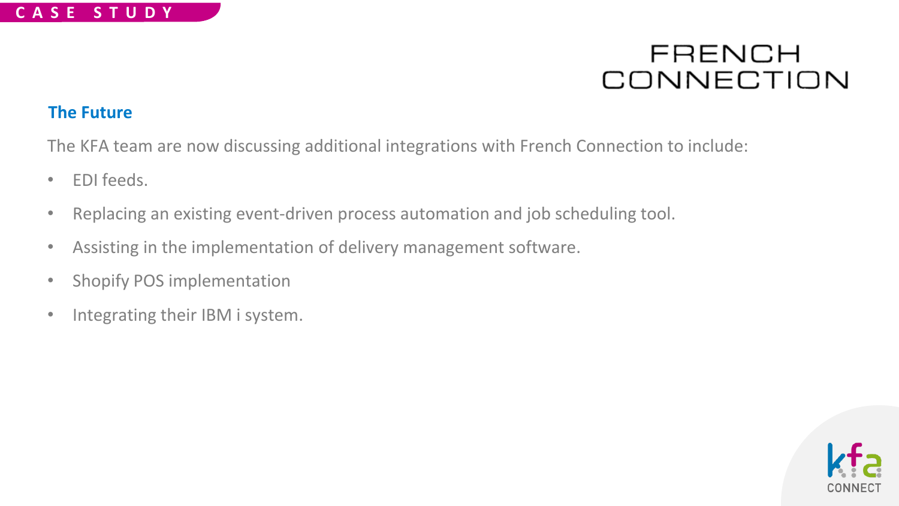CASE STUDY

FRENCH CONNECTION

## The Future

The KFA team are now discussing additional integrations with French Connection to include:

- EDI feeds.
- Replacing an existing event-driven process automation and job scheduling tool.
- Assisting in the implementation of delivery management software.
- Shopify POS implementation
- Integrating their IBM i system.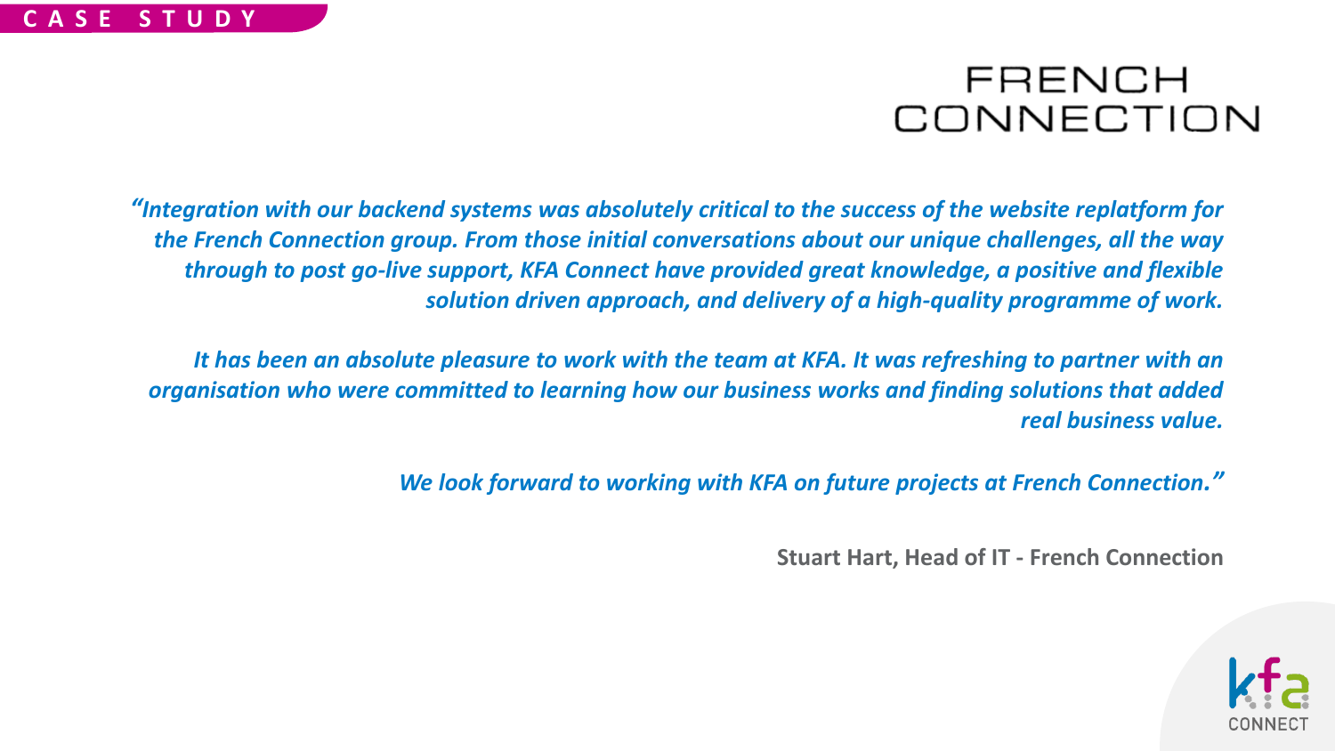**CASE STUDY**

# FRENCH CONNECTION

*"Integration with our backend systems was absolutely critical to the success of the website replatform for the French Connection group. From those initial conversations about our unique challenges, all the way through to post go-live support, KFA Connect have provided great knowledge, a positive and flexible solution driven approach, and delivery of a high-quality programme of work.*

*It has been an absolute pleasure to work with the team at KFA. It was refreshing to partner with an organisation who were committed to learning how our business works and finding solutions that added real business value.*

*We look forward to working with KFA on future projects at French Connection."*

**Stuart Hart, Head of IT - French Connection**

kfa CONNECT